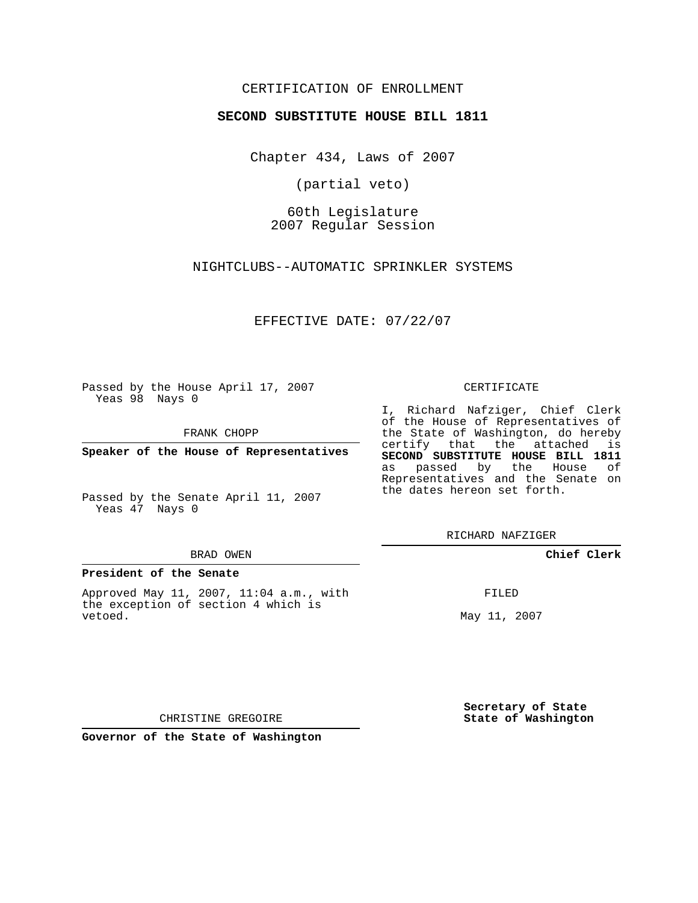CERTIFICATION OF ENROLLMENT

**SECOND SUBSTITUTE HOUSE BILL 1811**

Chapter 434, Laws of 2007

(partial veto)

60th Legislature
2007 Regular Session

NIGHTCLUBS--AUTOMATIC SPRINKLER SYSTEMS

EFFECTIVE DATE: 07/22/07

Passed by the House April 17, 2007
Yeas 98 Nays 0

FRANK CHOPP

**Speaker of the House of Representatives**

Passed by the Senate April 11, 2007
Yeas 47 Nays 0

BRAD OWEN

**President of the Senate**

Approved May 11, 2007, 11:04 a.m., with the exception of section 4 which is vetoed.

CHRISTINE GREGOIRE

**Governor of the State of Washington**

CERTIFICATE

I, Richard Nafziger, Chief Clerk of the House of Representatives of the State of Washington, do hereby certify that the attached is **SECOND SUBSTITUTE HOUSE BILL 1811** as passed by the House of Representatives and the Senate on the dates hereon set forth.

RICHARD NAFZIGER

**Chief Clerk**

FILED

May 11, 2007

**Secretary of State**
**State of Washington**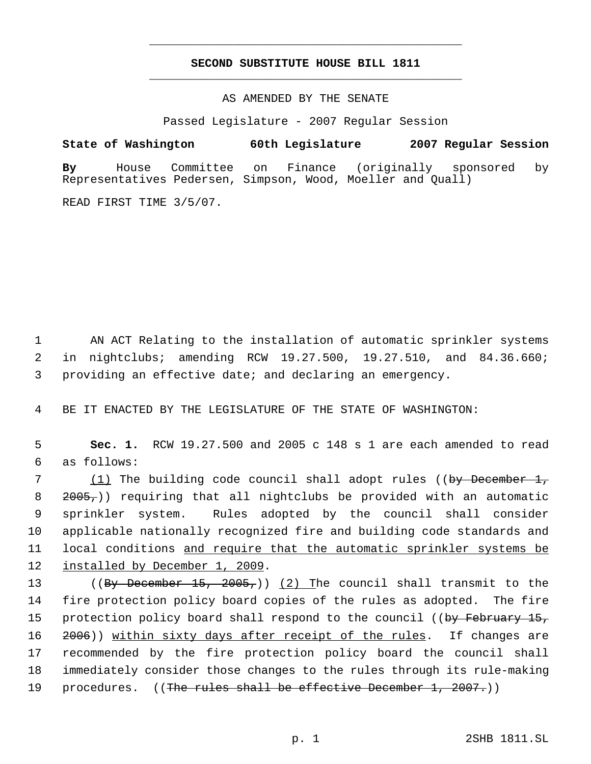# SECOND SUBSTITUTE HOUSE BILL 1811

AS AMENDED BY THE SENATE

Passed Legislature - 2007 Regular Session

**State of Washington 60th Legislature 2007 Regular Session**

**By** House Committee on Finance (originally sponsored by Representatives Pedersen, Simpson, Wood, Moeller and Quall)

READ FIRST TIME 3/5/07.

1 AN ACT Relating to the installation of automatic sprinkler systems
2 in nightclubs; amending RCW 19.27.500, 19.27.510, and 84.36.660;
3 providing an effective date; and declaring an emergency.

4 BE IT ENACTED BY THE LEGISLATURE OF THE STATE OF WASHINGTON:

5 **Sec. 1.** RCW 19.27.500 and 2005 c 148 s 1 are each amended to read
6 as follows:

7 <u>(1)</u> The building code council shall adopt rules ((~~by December 1,~~
8 ~~2005,~~)) requiring that all nightclubs be provided with an automatic
9 sprinkler system. Rules adopted by the council shall consider
10 applicable nationally recognized fire and building code standards and
11 local conditions <u>and require that the automatic sprinkler systems be</u>
12 <u>installed by December 1, 2009</u>.

13 ((~~By December 15, 2005,~~)) <u>(2) T</u>he council shall transmit to the
14 fire protection policy board copies of the rules as adopted. The fire
15 protection policy board shall respond to the council ((~~by February 15,~~
16 ~~2006~~)) <u>within sixty days after receipt of the rules</u>. If changes are
17 recommended by the fire protection policy board the council shall
18 immediately consider those changes to the rules through its rule-making
19 procedures. ((~~The rules shall be effective December 1, 2007.~~))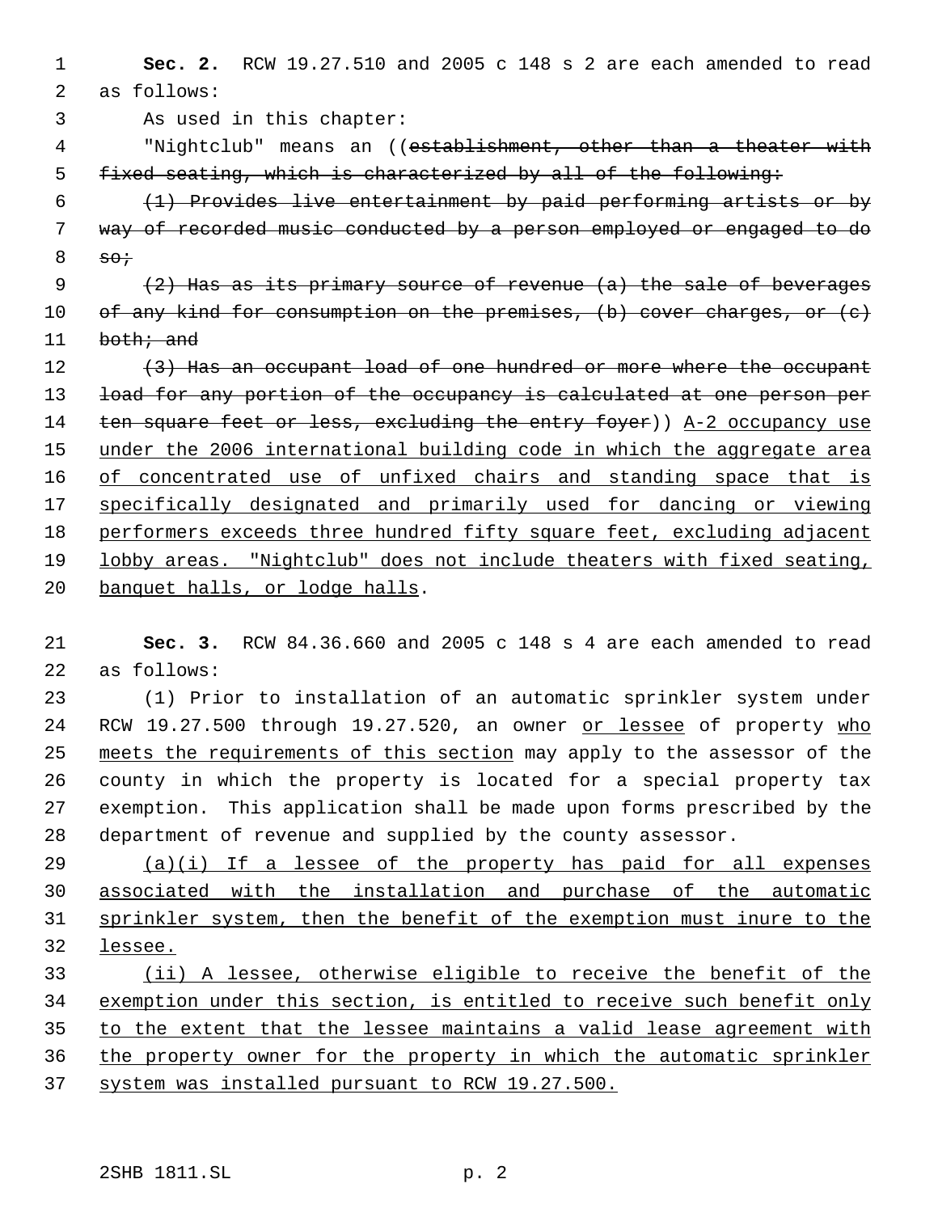**Sec. 2.** RCW 19.27.510 and 2005 c 148 s 2 are each amended to read as follows:

As used in this chapter:

"Nightclub" means an ((~~establishment, other than a theater with fixed seating, which is characterized by all of the following:~~

~~(1) Provides live entertainment by paid performing artists or by way of recorded music conducted by a person employed or engaged to do so;~~

~~(2) Has as its primary source of revenue (a) the sale of beverages of any kind for consumption on the premises, (b) cover charges, or (c) both; and~~

~~(3) Has an occupant load of one hundred or more where the occupant load for any portion of the occupancy is calculated at one person per ten square feet or less, excluding the entry foyer~~)) <u>A-2 occupancy use under the 2006 international building code in which the aggregate area of concentrated use of unfixed chairs and standing space that is specifically designated and primarily used for dancing or viewing performers exceeds three hundred fifty square feet, excluding adjacent lobby areas. "Nightclub" does not include theaters with fixed seating, banquet halls, or lodge halls</u>.

**Sec. 3.** RCW 84.36.660 and 2005 c 148 s 4 are each amended to read as follows:

(1) Prior to installation of an automatic sprinkler system under RCW 19.27.500 through 19.27.520, an owner <u>or lessee</u> of property <u>who meets the requirements of this section</u> may apply to the assessor of the county in which the property is located for a special property tax exemption. This application shall be made upon forms prescribed by the department of revenue and supplied by the county assessor.

<u>(a)(i) If a lessee of the property has paid for all expenses associated with the installation and purchase of the automatic sprinkler system, then the benefit of the exemption must inure to the lessee.</u>

<u>(ii) A lessee, otherwise eligible to receive the benefit of the exemption under this section, is entitled to receive such benefit only to the extent that the lessee maintains a valid lease agreement with the property owner for the property in which the automatic sprinkler system was installed pursuant to RCW 19.27.500.</u>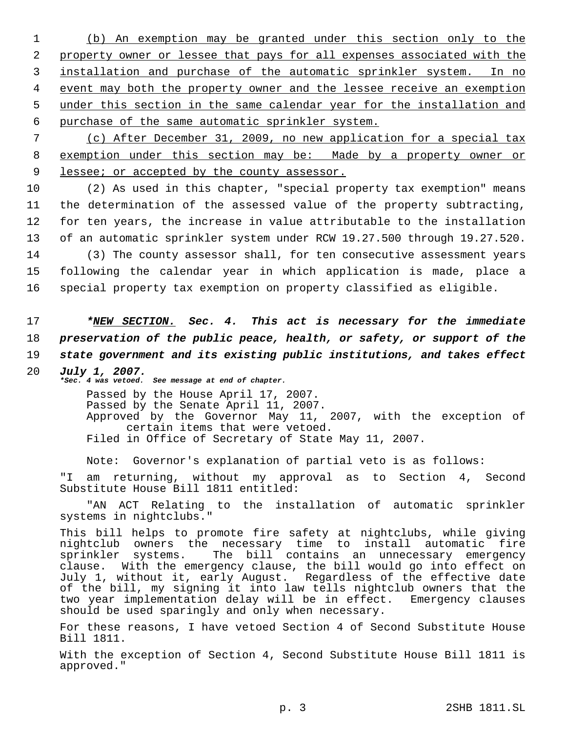(b) An exemption may be granted under this section only to the property owner or lessee that pays for all expenses associated with the installation and purchase of the automatic sprinkler system. In no event may both the property owner and the lessee receive an exemption under this section in the same calendar year for the installation and purchase of the same automatic sprinkler system.

(c) After December 31, 2009, no new application for a special tax exemption under this section may be: Made by a property owner or lessee; or accepted by the county assessor.

(2) As used in this chapter, "special property tax exemption" means the determination of the assessed value of the property subtracting, for ten years, the increase in value attributable to the installation of an automatic sprinkler system under RCW 19.27.500 through 19.27.520.

(3) The county assessor shall, for ten consecutive assessment years following the calendar year in which application is made, place a special property tax exemption on property classified as eligible.

***NEW SECTION. Sec. 4. This act is necessary for the immediate preservation of the public peace, health, or safety, or support of the state government and its existing public institutions, and takes effect July 1, 2007.***

****Sec. 4 was vetoed. See message at end of chapter.***

Passed by the House April 17, 2007.
Passed by the Senate April 11, 2007.
Approved by the Governor May 11, 2007, with the exception of certain items that were vetoed.
Filed in Office of Secretary of State May 11, 2007.

Note: Governor's explanation of partial veto is as follows:

"I am returning, without my approval as to Section 4, Second Substitute House Bill 1811 entitled:

"AN ACT Relating to the installation of automatic sprinkler systems in nightclubs."

This bill helps to promote fire safety at nightclubs, while giving nightclub owners the necessary time to install automatic fire sprinkler systems. The bill contains an unnecessary emergency clause. With the emergency clause, the bill would go into effect on July 1, without it, early August. Regardless of the effective date of the bill, my signing it into law tells nightclub owners that the two year implementation delay will be in effect. Emergency clauses should be used sparingly and only when necessary.

For these reasons, I have vetoed Section 4 of Second Substitute House Bill 1811.

With the exception of Section 4, Second Substitute House Bill 1811 is approved."